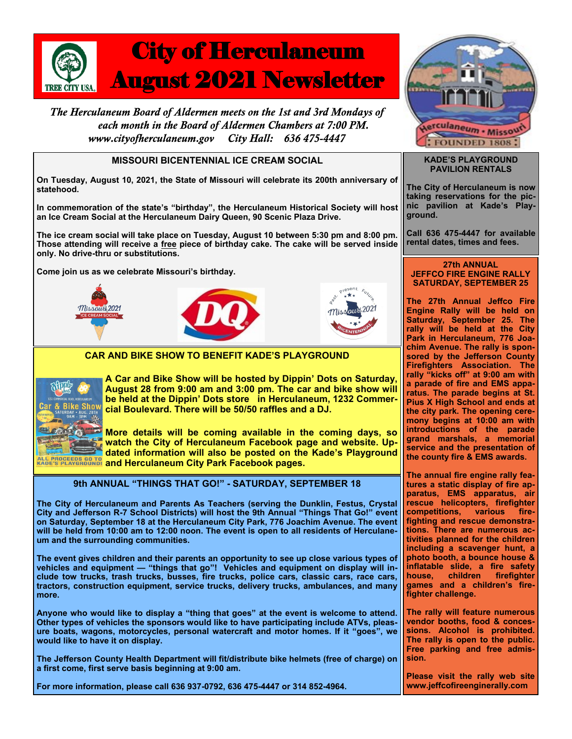# City of Herculaneum August 2021 Newsletter

*The Herculaneum Board of Aldermen meets on the 1st and 3rd Mondays of each month in the Board of Aldermen Chambers at 7:00 PM.*
*www.cityofherculaneum.gov  City Hall: 636 475-4447*

## MISSOURI BICENTENNIAL ICE CREAM SOCIAL

**On Tuesday, August 10, 2021, the State of Missouri will celebrate its 200th anniversary of statehood.**

**In commemoration of the state's "birthday", the Herculaneum Historical Society will host an Ice Cream Social at the Herculaneum Dairy Queen, 90 Scenic Plaza Drive.**

**The ice cream social will take place on Tuesday, August 10 between 5:30 pm and 8:00 pm. Those attending will receive a free piece of birthday cake. The cake will be served inside only. No drive-thru or substitutions.**

**Come join us as we celebrate Missouri's birthday.**

## CAR AND BIKE SHOW TO BENEFIT KADE'S PLAYGROUND

**A Car and Bike Show will be hosted by Dippin' Dots on Saturday, August 28 from 9:00 am and 3:00 pm. The car and bike show will be held at the Dippin' Dots store in Herculaneum, 1232 Commercial Boulevard. There will be 50/50 raffles and a DJ.**

**More details will be coming available in the coming days, so watch the City of Herculaneum Facebook page and website. Updated information will also be posted on the Kade's Playground and Herculaneum City Park Facebook pages.**

## 9th ANNUAL "THINGS THAT GO!" - SATURDAY, SEPTEMBER 18

**The City of Herculaneum and Parents As Teachers (serving the Dunklin, Festus, Crystal City and Jefferson R-7 School Districts) will host the 9th Annual "Things That Go!" event on Saturday, September 18 at the Herculaneum City Park, 776 Joachim Avenue. The event will be held from 10:00 am to 12:00 noon. The event is open to all residents of Herculaneum and the surrounding communities.**

**The event gives children and their parents an opportunity to see up close various types of vehicles and equipment — "things that go"! Vehicles and equipment on display will include tow trucks, trash trucks, busses, fire trucks, police cars, classic cars, race cars, tractors, construction equipment, service trucks, delivery trucks, ambulances, and many more.**

**Anyone who would like to display a "thing that goes" at the event is welcome to attend. Other types of vehicles the sponsors would like to have participating include ATVs, pleasure boats, wagons, motorcycles, personal watercraft and motor homes. If it "goes", we would like to have it on display.**

**The Jefferson County Health Department will fit/distribute bike helmets (free of charge) on a first come, first serve basis beginning at 9:00 am.**

**For more information, please call 636 937-0792, 636 475-4447 or 314 852-4964.**

## KADE'S PLAYGROUND PAVILION RENTALS

**The City of Herculaneum is now taking reservations for the picnic pavilion at Kade's Playground.**

**Call 636 475-4447 for available rental dates, times and fees.**

## 27th ANNUAL JEFFCO FIRE ENGINE RALLY SATURDAY, SEPTEMBER 25

**The 27th Annual Jeffco Fire Engine Rally will be held on Saturday, September 25. The rally will be held at the City Park in Herculaneum, 776 Joachim Avenue. The rally is sponsored by the Jefferson County Firefighters Association. The rally "kicks off" at 9:00 am with a parade of fire and EMS apparatus. The parade begins at St. Pius X High School and ends at the city park. The opening ceremony begins at 10:00 am with introductions of the parade grand marshals, a memorial service and the presentation of the county fire & EMS awards.**

**The annual fire engine rally features a static display of fire apparatus, EMS apparatus, air rescue helicopters, firefighter competitions, various firefighting and rescue demonstrations. There are numerous activities planned for the children including a scavenger hunt, a photo booth, a bounce house & inflatable slide, a fire safety house, children firefighter games and a children's firefighter challenge.**

**The rally will feature numerous vendor booths, food & concessions. Alcohol is prohibited. The rally is open to the public. Free parking and free admission.**

**Please visit the rally web site www.jeffcofireenginerally.com**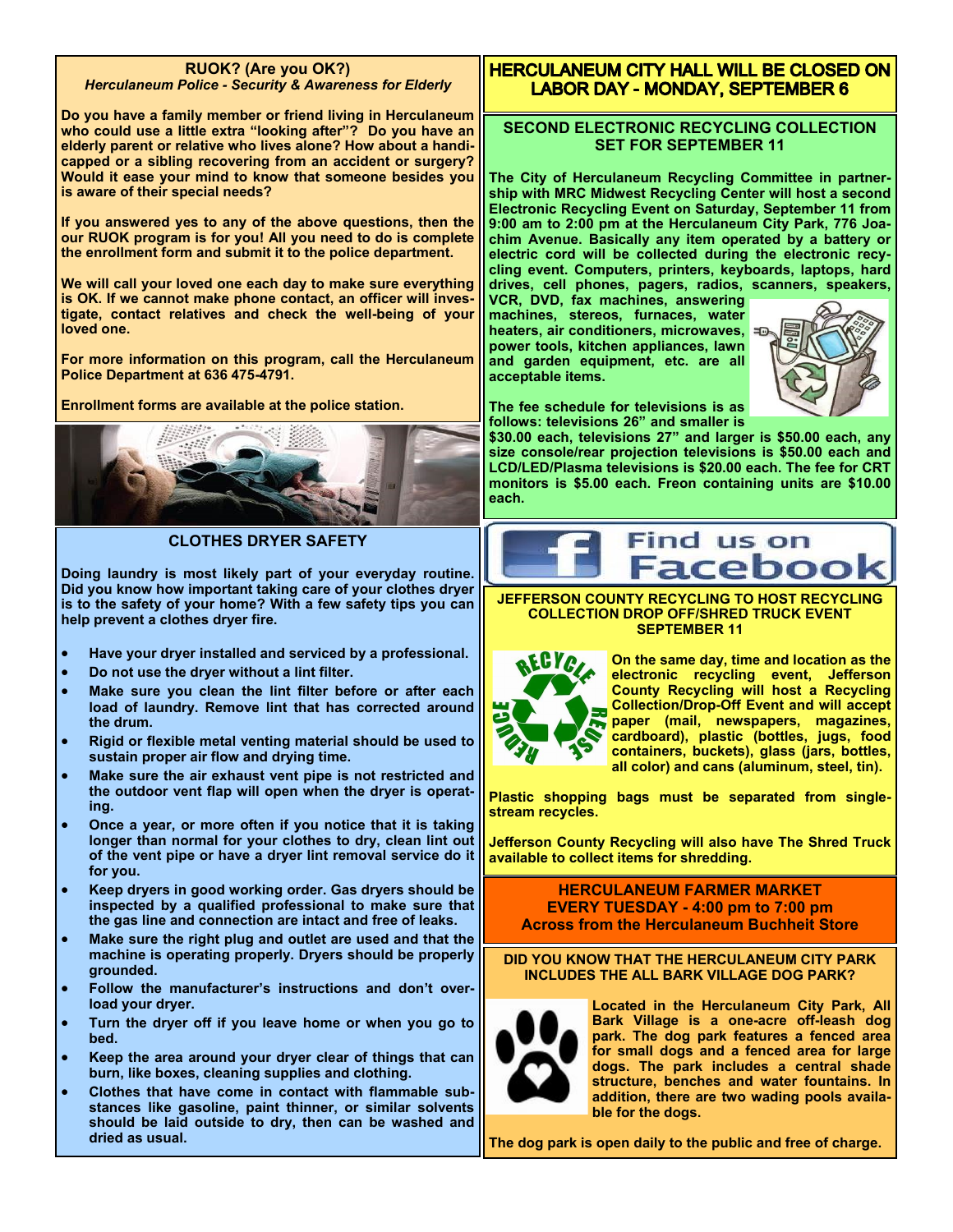## RUOK? (Are you OK?)

*Herculaneum Police - Security & Awareness for Elderly*

**Do you have a family member or friend living in Herculaneum who could use a little extra "looking after"? Do you have an elderly parent or relative who lives alone? How about a handicapped or a sibling recovering from an accident or surgery? Would it ease your mind to know that someone besides you is aware of their special needs?**

**If you answered yes to any of the above questions, then the our RUOK program is for you! All you need to do is complete the enrollment form and submit it to the police department.**

**We will call your loved one each day to make sure everything is OK. If we cannot make phone contact, an officer will investigate, contact relatives and check the well-being of your loved one.**

**For more information on this program, call the Herculaneum Police Department at 636 475-4791.**

**Enrollment forms are available at the police station.**

## CLOTHES DRYER SAFETY

**Doing laundry is most likely part of your everyday routine. Did you know how important taking care of your clothes dryer is to the safety of your home? With a few safety tips you can help prevent a clothes dryer fire.**

- **Have your dryer installed and serviced by a professional.**
- **Do not use the dryer without a lint filter.**
- **Make sure you clean the lint filter before or after each load of laundry. Remove lint that has corrected around the drum.**
- **Rigid or flexible metal venting material should be used to sustain proper air flow and drying time.**
- **Make sure the air exhaust vent pipe is not restricted and the outdoor vent flap will open when the dryer is operating.**
- **Once a year, or more often if you notice that it is taking longer than normal for your clothes to dry, clean lint out of the vent pipe or have a dryer lint removal service do it for you.**
- **Keep dryers in good working order. Gas dryers should be inspected by a qualified professional to make sure that the gas line and connection are intact and free of leaks.**
- **Make sure the right plug and outlet are used and that the machine is operating properly. Dryers should be properly grounded.**
- **Follow the manufacturer's instructions and don't overload your dryer.**
- **Turn the dryer off if you leave home or when you go to bed.**
- **Keep the area around your dryer clear of things that can burn, like boxes, cleaning supplies and clothing.**
- **Clothes that have come in contact with flammable substances like gasoline, paint thinner, or similar solvents should be laid outside to dry, then can be washed and dried as usual.**

## HERCULANEUM CITY HALL WILL BE CLOSED ON LABOR DAY - MONDAY, SEPTEMBER 6

## SECOND ELECTRONIC RECYCLING COLLECTION SET FOR SEPTEMBER 11

**The City of Herculaneum Recycling Committee in partnership with MRC Midwest Recycling Center will host a second Electronic Recycling Event on Saturday, September 11 from 9:00 am to 2:00 pm at the Herculaneum City Park, 776 Joachim Avenue. Basically any item operated by a battery or electric cord will be collected during the electronic recycling event. Computers, printers, keyboards, laptops, hard drives, cell phones, pagers, radios, scanners, speakers, VCR, DVD, fax machines, answering machines, stereos, furnaces, water heaters, air conditioners, microwaves, power tools, kitchen appliances, lawn and garden equipment, etc. are all acceptable items.**

**The fee schedule for televisions is as follows: televisions 26" and smaller is $30.00 each, televisions 27" and larger is $50.00 each, any size console/rear projection televisions is $50.00 each and LCD/LED/Plasma televisions is $20.00 each. The fee for CRT monitors is $5.00 each. Freon containing units are $10.00 each.**

Find us on Facebook

## JEFFERSON COUNTY RECYCLING TO HOST RECYCLING COLLECTION DROP OFF/SHRED TRUCK EVENT SEPTEMBER 11

**On the same day, time and location as the electronic recycling event, Jefferson County Recycling will host a Recycling Collection/Drop-Off Event and will accept paper (mail, newspapers, magazines, cardboard), plastic (bottles, jugs, food containers, buckets), glass (jars, bottles, all color) and cans (aluminum, steel, tin).**

**Plastic shopping bags must be separated from single-stream recycles.**

**Jefferson County Recycling will also have The Shred Truck available to collect items for shredding.**

## HERCULANEUM FARMER MARKET
## EVERY TUESDAY - 4:00 pm to 7:00 pm
## Across from the Herculaneum Buchheit Store

## DID YOU KNOW THAT THE HERCULANEUM CITY PARK INCLUDES THE ALL BARK VILLAGE DOG PARK?

**Located in the Herculaneum City Park, All Bark Village is a one-acre off-leash dog park. The dog park features a fenced area for small dogs and a fenced area for large dogs. The park includes a central shade structure, benches and water fountains. In addition, there are two wading pools available for the dogs.**

**The dog park is open daily to the public and free of charge.**